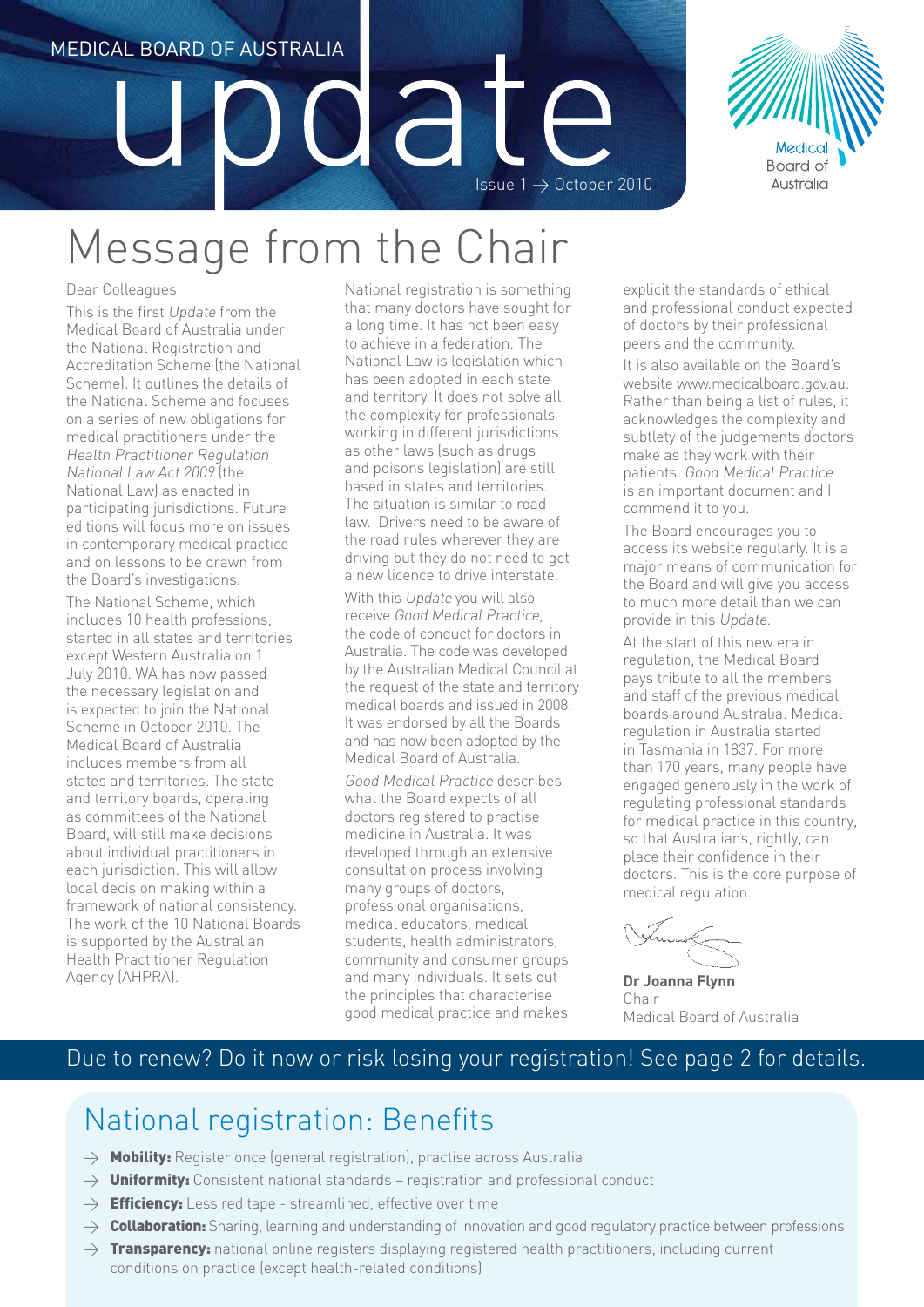MEDICAL BOARD OF AUSTRALIA

# update

Issue 1 → October 2010

Medical Board of Australia

# Message from the Chair

Dear Colleagues

This is the first *Update* from the Medical Board of Australia under the National Registration and Accreditation Scheme (the National Scheme). It outlines the details of the National Scheme and focuses on a series of new obligations for medical practitioners under the *Health Practitioner Regulation National Law Act 2009* (the National Law) as enacted in participating jurisdictions. Future editions will focus more on issues in contemporary medical practice and on lessons to be drawn from the Board's investigations.

The National Scheme, which includes 10 health professions, started in all states and territories except Western Australia on 1 July 2010. WA has now passed the necessary legislation and is expected to join the National Scheme in October 2010. The Medical Board of Australia includes members from all states and territories. The state and territory boards, operating as committees of the National Board, will still make decisions about individual practitioners in each jurisdiction. This will allow local decision making within a framework of national consistency. The work of the 10 National Boards is supported by the Australian Health Practitioner Regulation Agency (AHPRA).

National registration is something that many doctors have sought for a long time. It has not been easy to achieve in a federation. The National Law is legislation which has been adopted in each state and territory. It does not solve all the complexity for professionals working in different jurisdictions as other laws (such as drugs and poisons legislation) are still based in states and territories. The situation is similar to road law. Drivers need to be aware of the road rules wherever they are driving but they do not need to get a new licence to drive interstate.

With this *Update* you will also receive *Good Medical Practice*, the code of conduct for doctors in Australia. The code was developed by the Australian Medical Council at the request of the state and territory medical boards and issued in 2008. It was endorsed by all the Boards and has now been adopted by the Medical Board of Australia.

*Good Medical Practice* describes what the Board expects of all doctors registered to practise medicine in Australia. It was developed through an extensive consultation process involving many groups of doctors, professional organisations, medical educators, medical students, health administrators, community and consumer groups and many individuals. It sets out the principles that characterise good medical practice and makes explicit the standards of ethical and professional conduct expected of doctors by their professional peers and the community.

It is also available on the Board's website www.medicalboard.gov.au. Rather than being a list of rules, it acknowledges the complexity and subtlety of the judgements doctors make as they work with their patients. *Good Medical Practice* is an important document and I commend it to you.

The Board encourages you to access its website regularly. It is a major means of communication for the Board and will give you access to much more detail than we can provide in this *Update*.

At the start of this new era in regulation, the Medical Board pays tribute to all the members and staff of the previous medical boards around Australia. Medical regulation in Australia started in Tasmania in 1837. For more than 170 years, many people have engaged generously in the work of regulating professional standards for medical practice in this country, so that Australians, rightly, can place their confidence in their doctors. This is the core purpose of medical regulation.

**Dr Joanna Flynn**
Chair
Medical Board of Australia

Due to renew? Do it now or risk losing your registration! See page 2 for details.

## National registration: Benefits

- → **Mobility:** Register once (general registration), practise across Australia
- → **Uniformity:** Consistent national standards – registration and professional conduct
- → **Efficiency:** Less red tape - streamlined, effective over time
- → **Collaboration:** Sharing, learning and understanding of innovation and good regulatory practice between professions
- → **Transparency:** national online registers displaying registered health practitioners, including current conditions on practice (except health-related conditions)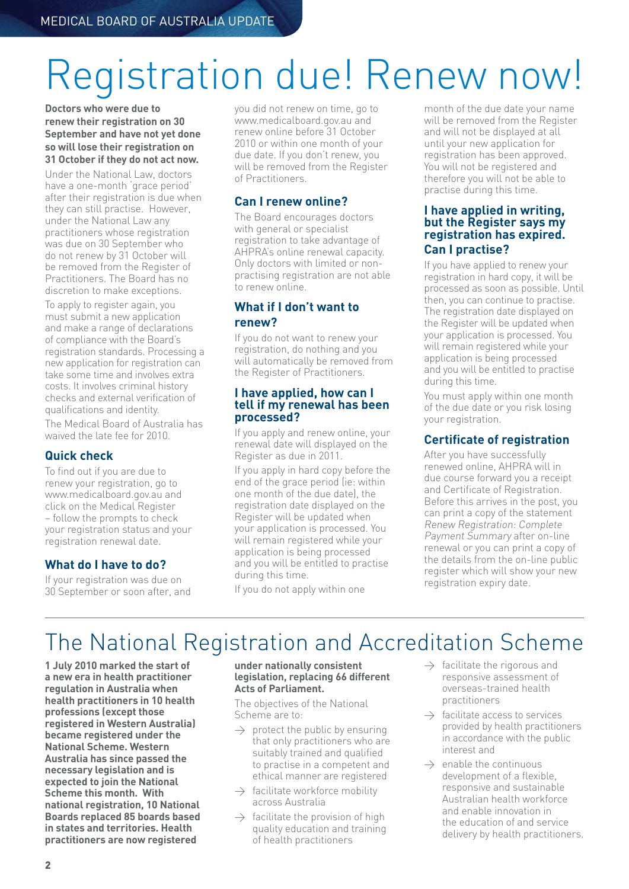# Registration due! Renew now!

**Doctors who were due to renew their registration on 30 September and have not yet done so will lose their registration on 31 October if they do not act now.**

Under the National Law, doctors have a one-month 'grace period' after their registration is due when they can still practise. However, under the National Law any practitioners whose registration was due on 30 September who do not renew by 31 October will be removed from the Register of Practitioners. The Board has no discretion to make exceptions.

To apply to register again, you must submit a new application and make a range of declarations of compliance with the Board's registration standards. Processing a new application for registration can take some time and involves extra costs. It involves criminal history checks and external verification of qualifications and identity.

The Medical Board of Australia has waived the late fee for 2010.

## Quick check

To find out if you are due to renew your registration, go to www.medicalboard.gov.au and click on the Medical Register – follow the prompts to check your registration status and your registration renewal date.

## What do I have to do?

If your registration was due on 30 September or soon after, and you did not renew on time, go to www.medicalboard.gov.au and renew online before 31 October 2010 or within one month of your due date. If you don't renew, you will be removed from the Register of Practitioners.

## Can I renew online?

The Board encourages doctors with general or specialist registration to take advantage of AHPRA's online renewal capacity. Only doctors with limited or non-practising registration are not able to renew online.

## What if I don't want to renew?

If you do not want to renew your registration, do nothing and you will automatically be removed from the Register of Practitioners.

## I have applied, how can I tell if my renewal has been processed?

If you apply and renew online, your renewal date will displayed on the Register as due in 2011.

If you apply in hard copy before the end of the grace period (ie: within one month of the due date), the registration date displayed on the Register will be updated when your application is processed. You will remain registered while your application is being processed and you will be entitled to practise during this time.

If you do not apply within one month of the due date your name will be removed from the Register and will not be displayed at all until your new application for registration has been approved. You will not be registered and therefore you will not be able to practise during this time.

## I have applied in writing, but the Register says my registration has expired. Can I practise?

If you have applied to renew your registration in hard copy, it will be processed as soon as possible. Until then, you can continue to practise. The registration date displayed on the Register will be updated when your application is processed. You will remain registered while your application is being processed and you will be entitled to practise during this time.

You must apply within one month of the due date or you risk losing your registration.

## Certificate of registration

After you have successfully renewed online, AHPRA will in due course forward you a receipt and Certificate of Registration. Before this arrives in the post, you can print a copy of the statement *Renew Registration: Complete Payment Summary* after on-line renewal or you can print a copy of the details from the on-line public register which will show your new registration expiry date.

# The National Registration and Accreditation Scheme

**1 July 2010 marked the start of a new era in health practitioner regulation in Australia when health practitioners in 10 health professions (except those registered in Western Australia) became registered under the National Scheme. Western Australia has since passed the necessary legislation and is expected to join the National Scheme this month. With national registration, 10 National Boards replaced 85 boards based in states and territories. Health practitioners are now registered under nationally consistent legislation, replacing 66 different Acts of Parliament.**

The objectives of the National Scheme are to:

- protect the public by ensuring that only practitioners who are suitably trained and qualified to practise in a competent and ethical manner are registered
- facilitate workforce mobility across Australia
- facilitate the provision of high quality education and training of health practitioners
- facilitate the rigorous and responsive assessment of overseas-trained health practitioners
- facilitate access to services provided by health practitioners in accordance with the public interest and
- enable the continuous development of a flexible, responsive and sustainable Australian health workforce and enable innovation in the education of and service delivery by health practitioners.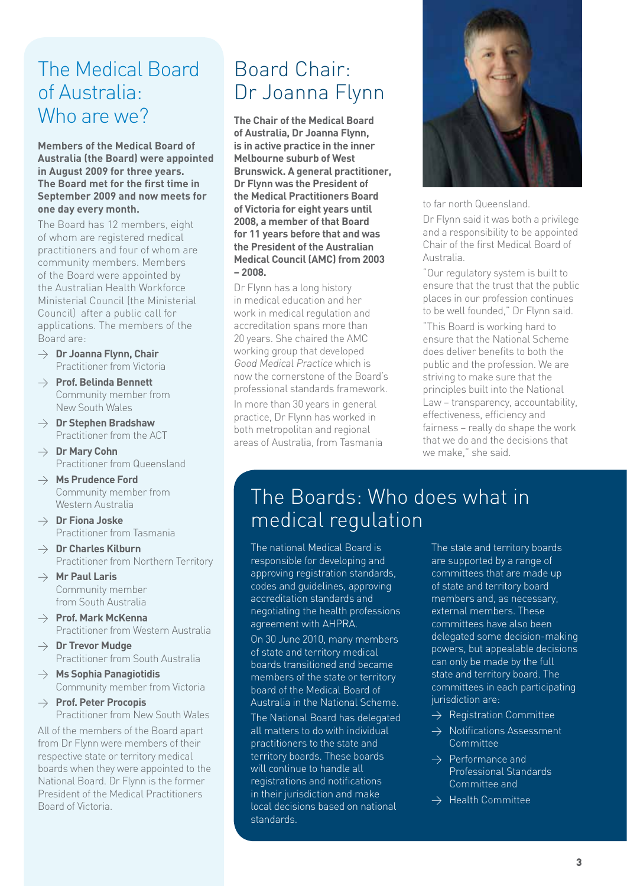## The Medical Board of Australia: Who are we?

**Members of the Medical Board of Australia (the Board) were appointed in August 2009 for three years. The Board met for the first time in September 2009 and now meets for one day every month.**

The Board has 12 members, eight of whom are registered medical practitioners and four of whom are community members. Members of the Board were appointed by the Australian Health Workforce Ministerial Council (the Ministerial Council) after a public call for applications. The members of the Board are:

- **Dr Joanna Flynn, Chair**
  Practitioner from Victoria
- **Prof. Belinda Bennett**
  Community member from New South Wales
- **Dr Stephen Bradshaw**
  Practitioner from the ACT
- **Dr Mary Cohn**
  Practitioner from Queensland
- **Ms Prudence Ford**
  Community member from Western Australia
- **Dr Fiona Joske**
  Practitioner from Tasmania
- **Dr Charles Kilburn**
  Practitioner from Northern Territory
- **Mr Paul Laris**
  Community member from South Australia
- **Prof. Mark McKenna**
  Practitioner from Western Australia
- **Dr Trevor Mudge**
  Practitioner from South Australia
- **Ms Sophia Panagiotidis**
  Community member from Victoria
- **Prof. Peter Procopis**
  Practitioner from New South Wales

All of the members of the Board apart from Dr Flynn were members of their respective state or territory medical boards when they were appointed to the National Board. Dr Flynn is the former President of the Medical Practitioners Board of Victoria.

## Board Chair: Dr Joanna Flynn

**The Chair of the Medical Board of Australia, Dr Joanna Flynn, is in active practice in the inner Melbourne suburb of West Brunswick. A general practitioner, Dr Flynn was the President of the Medical Practitioners Board of Victoria for eight years until 2008, a member of that Board for 11 years before that and was the President of the Australian Medical Council (AMC) from 2003 – 2008.**

Dr Flynn has a long history in medical education and her work in medical regulation and accreditation spans more than 20 years. She chaired the AMC working group that developed *Good Medical Practice* which is now the cornerstone of the Board's professional standards framework.

In more than 30 years in general practice, Dr Flynn has worked in both metropolitan and regional areas of Australia, from Tasmania to far north Queensland.

Dr Flynn said it was both a privilege and a responsibility to be appointed Chair of the first Medical Board of Australia.

"Our regulatory system is built to ensure that the trust that the public places in our profession continues to be well founded," Dr Flynn said.

"This Board is working hard to ensure that the National Scheme does deliver benefits to both the public and the profession. We are striving to make sure that the principles built into the National Law – transparency, accountability, effectiveness, efficiency and fairness – really do shape the work that we do and the decisions that we make," she said.

## The Boards: Who does what in medical regulation

The national Medical Board is responsible for developing and approving registration standards, codes and guidelines, approving accreditation standards and negotiating the health professions agreement with AHPRA.

On 30 June 2010, many members of state and territory medical boards transitioned and became members of the state or territory board of the Medical Board of Australia in the National Scheme.

The National Board has delegated all matters to do with individual practitioners to the state and territory boards. These boards will continue to handle all registrations and notifications in their jurisdiction and make local decisions based on national standards.

The state and territory boards are supported by a range of committees that are made up of state and territory board members and, as necessary, external members. These committees have also been delegated some decision-making powers, but appealable decisions can only be made by the full state and territory board. The committees in each participating jurisdiction are:

- Registration Committee
- Notifications Assessment Committee
- Performance and Professional Standards Committee and
- Health Committee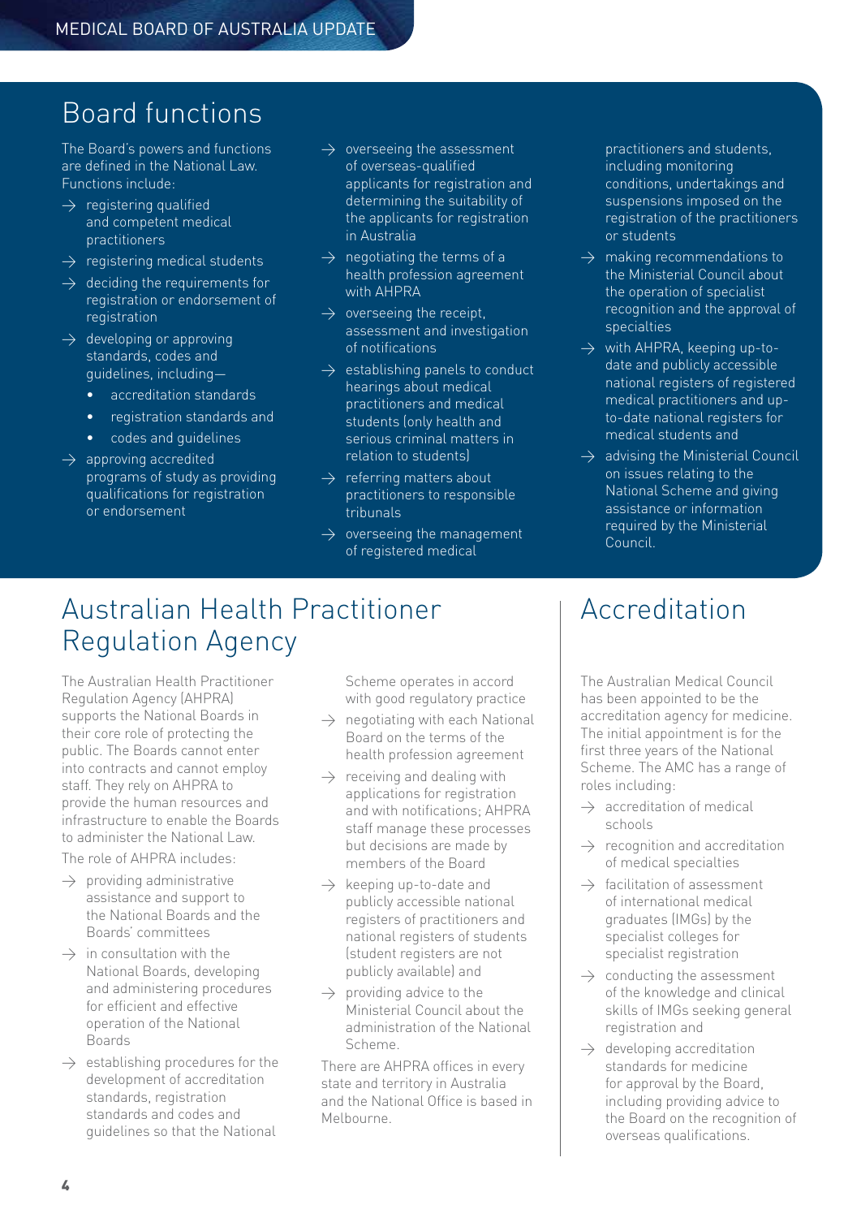## Board functions

The Board's powers and functions are defined in the National Law. Functions include:

- registering qualified and competent medical practitioners
- registering medical students
- deciding the requirements for registration or endorsement of registration
- developing or approving standards, codes and guidelines, including—
  - accreditation standards
  - registration standards and
  - codes and guidelines
- approving accredited programs of study as providing qualifications for registration or endorsement
- overseeing the assessment of overseas-qualified applicants for registration and determining the suitability of the applicants for registration in Australia
- negotiating the terms of a health profession agreement with AHPRA
- overseeing the receipt, assessment and investigation of notifications
- establishing panels to conduct hearings about medical practitioners and medical students (only health and serious criminal matters in relation to students)
- referring matters about practitioners to responsible tribunals
- overseeing the management of registered medical practitioners and students, including monitoring conditions, undertakings and suspensions imposed on the registration of the practitioners or students
- making recommendations to the Ministerial Council about the operation of specialist recognition and the approval of specialties
- with AHPRA, keeping up-to-date and publicly accessible national registers of registered medical practitioners and up-to-date national registers for medical students and
- advising the Ministerial Council on issues relating to the National Scheme and giving assistance or information required by the Ministerial Council.

## Australian Health Practitioner Regulation Agency

The Australian Health Practitioner Regulation Agency (AHPRA) supports the National Boards in their core role of protecting the public. The Boards cannot enter into contracts and cannot employ staff. They rely on AHPRA to provide the human resources and infrastructure to enable the Boards to administer the National Law.

The role of AHPRA includes:

- providing administrative assistance and support to the National Boards and the Boards' committees
- in consultation with the National Boards, developing and administering procedures for efficient and effective operation of the National Boards
- establishing procedures for the development of accreditation standards, registration standards and codes and guidelines so that the National Scheme operates in accord with good regulatory practice
- negotiating with each National Board on the terms of the health profession agreement
- receiving and dealing with applications for registration and with notifications; AHPRA staff manage these processes but decisions are made by members of the Board
- keeping up-to-date and publicly accessible national registers of practitioners and national registers of students (student registers are not publicly available) and
- providing advice to the Ministerial Council about the administration of the National Scheme.

There are AHPRA offices in every state and territory in Australia and the National Office is based in Melbourne.

## Accreditation

The Australian Medical Council has been appointed to be the accreditation agency for medicine. The initial appointment is for the first three years of the National Scheme. The AMC has a range of roles including:

- accreditation of medical schools
- recognition and accreditation of medical specialties
- facilitation of assessment of international medical graduates (IMGs) by the specialist colleges for specialist registration
- conducting the assessment of the knowledge and clinical skills of IMGs seeking general registration and
- developing accreditation standards for medicine for approval by the Board, including providing advice to the Board on the recognition of overseas qualifications.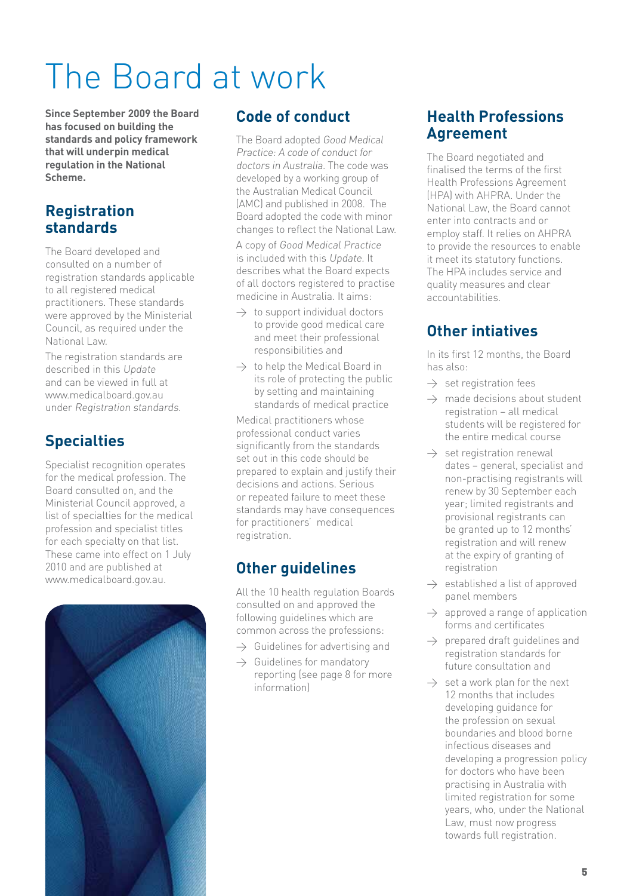# The Board at work

**Since September 2009 the Board has focused on building the standards and policy framework that will underpin medical regulation in the National Scheme.**

## Registration standards

The Board developed and consulted on a number of registration standards applicable to all registered medical practitioners. These standards were approved by the Ministerial Council, as required under the National Law.

The registration standards are described in this *Update* and can be viewed in full at www.medicalboard.gov.au under *Registration standards*.

## Specialties

Specialist recognition operates for the medical profession. The Board consulted on, and the Ministerial Council approved, a list of specialties for the medical profession and specialist titles for each specialty on that list. These came into effect on 1 July 2010 and are published at www.medicalboard.gov.au.

## Code of conduct

The Board adopted *Good Medical Practice: A code of conduct for doctors in Australia*. The code was developed by a working group of the Australian Medical Council (AMC) and published in 2008. The Board adopted the code with minor changes to reflect the National Law.

A copy of *Good Medical Practice* is included with this *Update*. It describes what the Board expects of all doctors registered to practise medicine in Australia. It aims:

- to support individual doctors to provide good medical care and meet their professional responsibilities and
- to help the Medical Board in its role of protecting the public by setting and maintaining standards of medical practice

Medical practitioners whose professional conduct varies significantly from the standards set out in this code should be prepared to explain and justify their decisions and actions. Serious or repeated failure to meet these standards may have consequences for practitioners' medical registration.

## Other guidelines

All the 10 health regulation Boards consulted on and approved the following guidelines which are common across the professions:

- Guidelines for advertising and
- Guidelines for mandatory reporting (see page 8 for more information)

## Health Professions Agreement

The Board negotiated and finalised the terms of the first Health Professions Agreement (HPA) with AHPRA. Under the National Law, the Board cannot enter into contracts and or employ staff. It relies on AHPRA to provide the resources to enable it meet its statutory functions. The HPA includes service and quality measures and clear accountabilities.

## Other intiatives

In its first 12 months, the Board has also:

- set registration fees
- made decisions about student registration – all medical students will be registered for the entire medical course
- set registration renewal dates – general, specialist and non-practising registrants will renew by 30 September each year; limited registrants and provisional registrants can be granted up to 12 months' registration and will renew at the expiry of granting of registration
- established a list of approved panel members
- approved a range of application forms and certificates
- prepared draft guidelines and registration standards for future consultation and
- set a work plan for the next 12 months that includes developing guidance for the profession on sexual boundaries and blood borne infectious diseases and developing a progression policy for doctors who have been practising in Australia with limited registration for some years, who, under the National Law, must now progress towards full registration.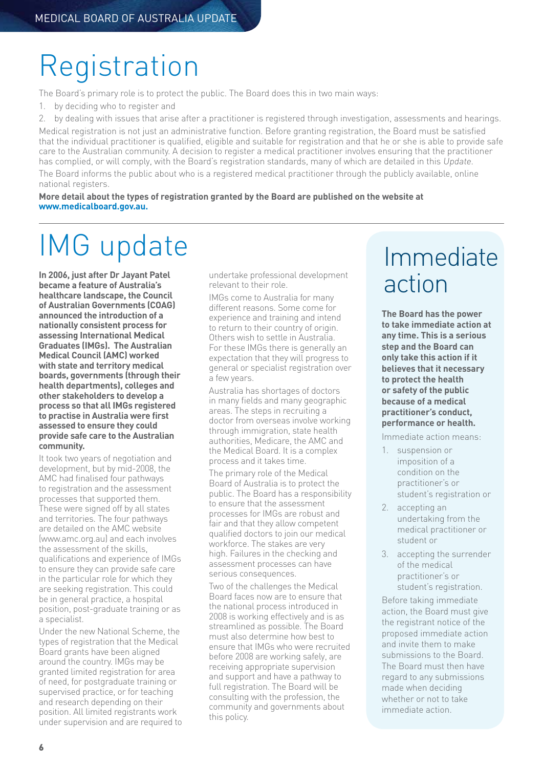# Registration

The Board's primary role is to protect the public. The Board does this in two main ways:

1. by deciding who to register and
2. by dealing with issues that arise after a practitioner is registered through investigation, assessments and hearings.

Medical registration is not just an administrative function. Before granting registration, the Board must be satisfied that the individual practitioner is qualified, eligible and suitable for registration and that he or she is able to provide safe care to the Australian community. A decision to register a medical practitioner involves ensuring that the practitioner has complied, or will comply, with the Board's registration standards, many of which are detailed in this *Update*.

The Board informs the public about who is a registered medical practitioner through the publicly available, online national registers.

**More detail about the types of registration granted by the Board are published on the website at www.medicalboard.gov.au.**

# IMG update

**In 2006, just after Dr Jayant Patel became a feature of Australia's healthcare landscape, the Council of Australian Governments (COAG) announced the introduction of a nationally consistent process for assessing International Medical Graduates (IMGs). The Australian Medical Council (AMC) worked with state and territory medical boards, governments (through their health departments), colleges and other stakeholders to develop a process so that all IMGs registered to practise in Australia were first assessed to ensure they could provide safe care to the Australian community.**

It took two years of negotiation and development, but by mid-2008, the AMC had finalised four pathways to registration and the assessment processes that supported them. These were signed off by all states and territories. The four pathways are detailed on the AMC website (www.amc.org.au) and each involves the assessment of the skills, qualifications and experience of IMGs to ensure they can provide safe care in the particular role for which they are seeking registration. This could be in general practice, a hospital position, post-graduate training or as a specialist.

Under the new National Scheme, the types of registration that the Medical Board grants have been aligned around the country. IMGs may be granted limited registration for area of need, for postgraduate training or supervised practice, or for teaching and research depending on their position. All limited registrants work under supervision and are required to undertake professional development relevant to their role.

IMGs come to Australia for many different reasons. Some come for experience and training and intend to return to their country of origin. Others wish to settle in Australia. For these IMGs there is generally an expectation that they will progress to general or specialist registration over a few years.

Australia has shortages of doctors in many fields and many geographic areas. The steps in recruiting a doctor from overseas involve working through immigration, state health authorities, Medicare, the AMC and the Medical Board. It is a complex process and it takes time.

The primary role of the Medical Board of Australia is to protect the public. The Board has a responsibility to ensure that the assessment processes for IMGs are robust and fair and that they allow competent qualified doctors to join our medical workforce. The stakes are very high. Failures in the checking and assessment processes can have serious consequences.

Two of the challenges the Medical Board faces now are to ensure that the national process introduced in 2008 is working effectively and is as streamlined as possible. The Board must also determine how best to ensure that IMGs who were recruited before 2008 are working safely, are receiving appropriate supervision and support and have a pathway to full registration. The Board will be consulting with the profession, the community and governments about this policy.

# Immediate action

**The Board has the power to take immediate action at any time. This is a serious step and the Board can only take this action if it believes that it necessary to protect the health or safety of the public because of a medical practitioner's conduct, performance or health.**

Immediate action means:

1. suspension or imposition of a condition on the practitioner's or student's registration or
2. accepting an undertaking from the medical practitioner or student or
3. accepting the surrender of the medical practitioner's or student's registration.

Before taking immediate action, the Board must give the registrant notice of the proposed immediate action and invite them to make submissions to the Board. The Board must then have regard to any submissions made when deciding whether or not to take immediate action.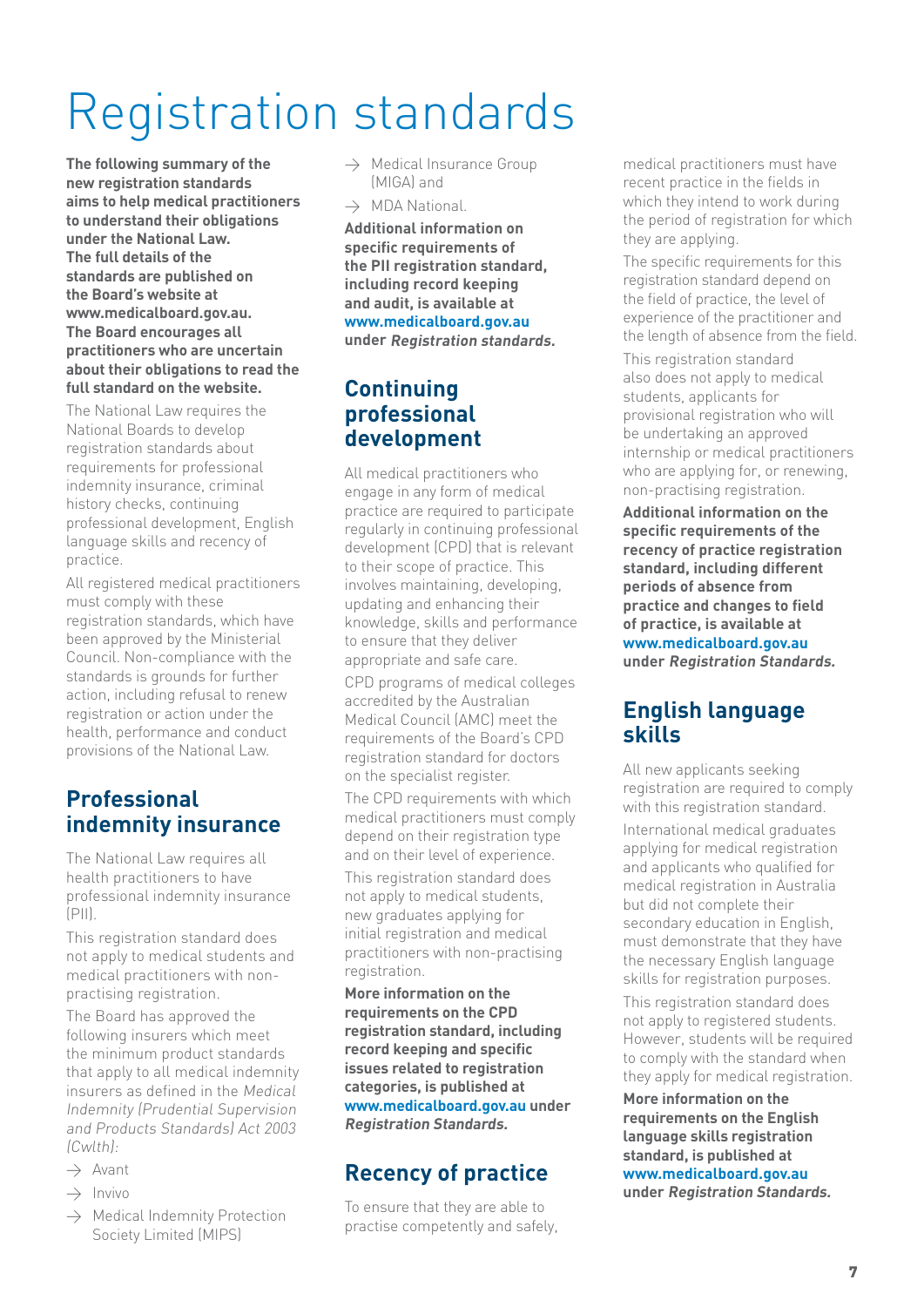# Registration standards

**The following summary of the new registration standards aims to help medical practitioners to understand their obligations under the National Law. The full details of the standards are published on the Board's website at www.medicalboard.gov.au. The Board encourages all practitioners who are uncertain about their obligations to read the full standard on the website.**

The National Law requires the National Boards to develop registration standards about requirements for professional indemnity insurance, criminal history checks, continuing professional development, English language skills and recency of practice.

All registered medical practitioners must comply with these registration standards, which have been approved by the Ministerial Council. Non-compliance with the standards is grounds for further action, including refusal to renew registration or action under the health, performance and conduct provisions of the National Law.

## Professional indemnity insurance

The National Law requires all health practitioners to have professional indemnity insurance (PII).

This registration standard does not apply to medical students and medical practitioners with non-practising registration.

The Board has approved the following insurers which meet the minimum product standards that apply to all medical indemnity insurers as defined in the *Medical Indemnity (Prudential Supervision and Products Standards) Act 2003 (Cwlth)*:

- Avant
- Invivo
- Medical Indemnity Protection Society Limited (MIPS)
- Medical Insurance Group (MIGA) and
- MDA National.

**Additional information on specific requirements of the PII registration standard, including record keeping and audit, is available at www.medicalboard.gov.au under *Registration standards.***

## Continuing professional development

All medical practitioners who engage in any form of medical practice are required to participate regularly in continuing professional development (CPD) that is relevant to their scope of practice. This involves maintaining, developing, updating and enhancing their knowledge, skills and performance to ensure that they deliver appropriate and safe care.

CPD programs of medical colleges accredited by the Australian Medical Council (AMC) meet the requirements of the Board's CPD registration standard for doctors on the specialist register.

The CPD requirements with which medical practitioners must comply depend on their registration type and on their level of experience.

This registration standard does not apply to medical students, new graduates applying for initial registration and medical practitioners with non-practising registration.

**More information on the requirements on the CPD registration standard, including record keeping and specific issues related to registration categories, is published at www.medicalboard.gov.au under *Registration Standards.***

## Recency of practice

To ensure that they are able to practise competently and safely, medical practitioners must have recent practice in the fields in which they intend to work during the period of registration for which they are applying.

The specific requirements for this registration standard depend on the field of practice, the level of experience of the practitioner and the length of absence from the field.

This registration standard also does not apply to medical students, applicants for provisional registration who will be undertaking an approved internship or medical practitioners who are applying for, or renewing, non-practising registration.

**Additional information on the specific requirements of the recency of practice registration standard, including different periods of absence from practice and changes to field of practice, is available at www.medicalboard.gov.au under *Registration Standards.***

## English language skills

All new applicants seeking registration are required to comply with this registration standard.

International medical graduates applying for medical registration and applicants who qualified for medical registration in Australia but did not complete their secondary education in English, must demonstrate that they have the necessary English language skills for registration purposes.

This registration standard does not apply to registered students. However, students will be required to comply with the standard when they apply for medical registration.

**More information on the requirements on the English language skills registration standard, is published at www.medicalboard.gov.au under *Registration Standards.***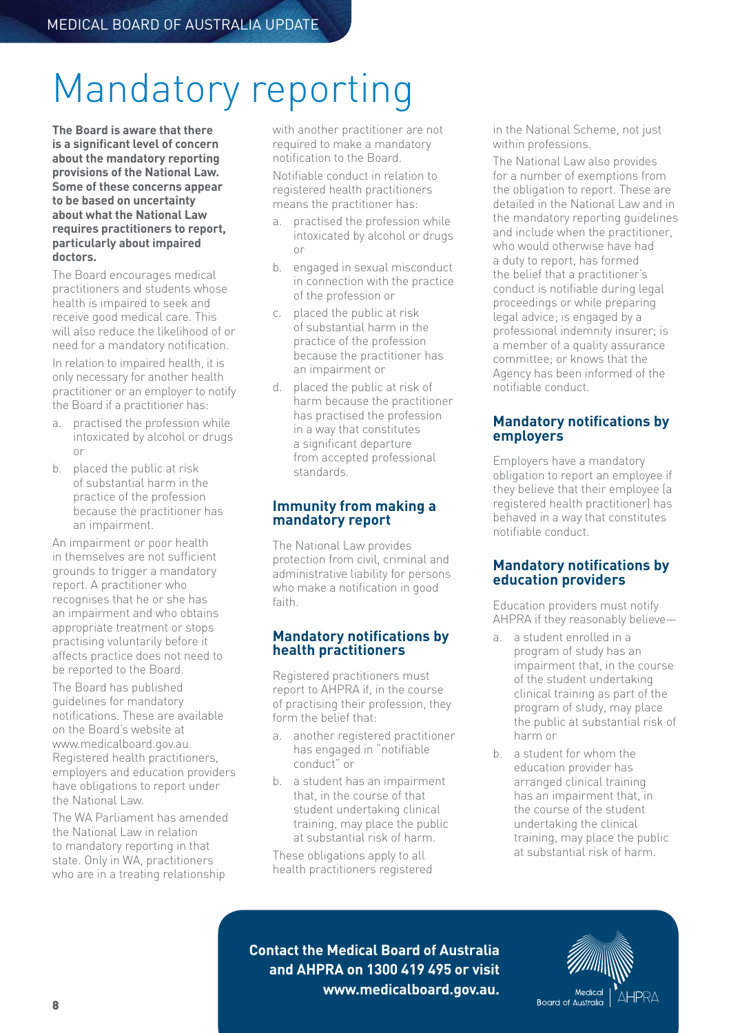# Mandatory reporting

**The Board is aware that there is a significant level of concern about the mandatory reporting provisions of the National Law. Some of these concerns appear to be based on uncertainty about what the National Law requires practitioners to report, particularly about impaired doctors.**

The Board encourages medical practitioners and students whose health is impaired to seek and receive good medical care. This will also reduce the likelihood of or need for a mandatory notification.

In relation to impaired health, it is only necessary for another health practitioner or an employer to notify the Board if a practitioner has:

a. practised the profession while intoxicated by alcohol or drugs or
b. placed the public at risk of substantial harm in the practice of the profession because the practitioner has an impairment.

An impairment or poor health in themselves are not sufficient grounds to trigger a mandatory report. A practitioner who recognises that he or she has an impairment and who obtains appropriate treatment or stops practising voluntarily before it affects practice does not need to be reported to the Board.

The Board has published guidelines for mandatory notifications. These are available on the Board's website at www.medicalboard.gov.au. Registered health practitioners, employers and education providers have obligations to report under the National Law.

The WA Parliament has amended the National Law in relation to mandatory reporting in that state. Only in WA, practitioners who are in a treating relationship with another practitioner are not required to make a mandatory notification to the Board.

Notifiable conduct in relation to registered health practitioners means the practitioner has:

a. practised the profession while intoxicated by alcohol or drugs or
b. engaged in sexual misconduct in connection with the practice of the profession or
c. placed the public at risk of substantial harm in the practice of the profession because the practitioner has an impairment or
d. placed the public at risk of harm because the practitioner has practised the profession in a way that constitutes a significant departure from accepted professional standards.

## Immunity from making a mandatory report

The National Law provides protection from civil, criminal and administrative liability for persons who make a notification in good faith.

## Mandatory notifications by health practitioners

Registered practitioners must report to AHPRA if, in the course of practising their profession, they form the belief that:

a. another registered practitioner has engaged in "notifiable conduct" or
b. a student has an impairment that, in the course of that student undertaking clinical training, may place the public at substantial risk of harm.

These obligations apply to all health practitioners registered in the National Scheme, not just within professions.

The National Law also provides for a number of exemptions from the obligation to report. These are detailed in the National Law and in the mandatory reporting guidelines and include when the practitioner, who would otherwise have had a duty to report, has formed the belief that a practitioner's conduct is notifiable during legal proceedings or while preparing legal advice; is engaged by a professional indemnity insurer; is a member of a quality assurance committee; or knows that the Agency has been informed of the notifiable conduct.

## Mandatory notifications by employers

Employers have a mandatory obligation to report an employee if they believe that their employee (a registered health practitioner) has behaved in a way that constitutes notifiable conduct.

## Mandatory notifications by education providers

Education providers must notify AHPRA if they reasonably believe—

a. a student enrolled in a program of study has an impairment that, in the course of the student undertaking clinical training as part of the program of study, may place the public at substantial risk of harm or
b. a student for whom the education provider has arranged clinical training has an impairment that, in the course of the student undertaking the clinical training, may place the public at substantial risk of harm.

**Contact the Medical Board of Australia and AHPRA on 1300 419 495 or visit www.medicalboard.gov.au.**

Medical Board of Australia | AHPRA